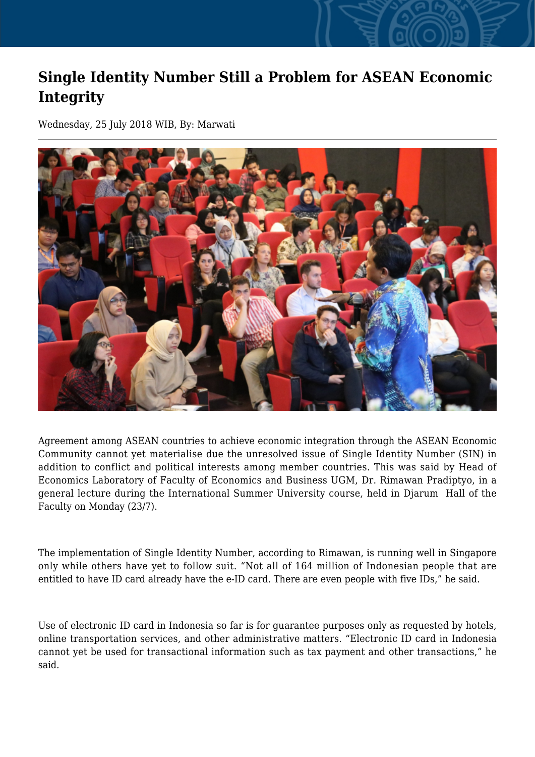# Single Identity Number Still a Problem for ASEAN Economic Integrity

Wednesday, 25 July 2018 WIB, By: Marwati

Agreement among ASEAN countries to achieve economic integration through the ASEAN Economic Community cannot yet materialise due the unresolved issue of Single Identity Number (SIN) in addition to conflict and political interests among member countries. This was said by Head of Economics Laboratory of Faculty of Economics and Business UGM, Dr. Rimawan Pradiptyo, in a general lecture during the International Summer University course, held in Djarum Hall of the Faculty on Monday (23/7).

The implementation of Single Identity Number, according to Rimawan, is running well in Singapore only while others have yet to follow suit. "Not all of 164 million of Indonesian people that are entitled to have ID card already have the e-ID card. There are even people with five IDs," he said.

Use of electronic ID card in Indonesia so far is for guarantee purposes only as requested by hotels, online transportation services, and other administrative matters. "Electronic ID card in Indonesia cannot yet be used for transactional information such as tax payment and other transactions," he said.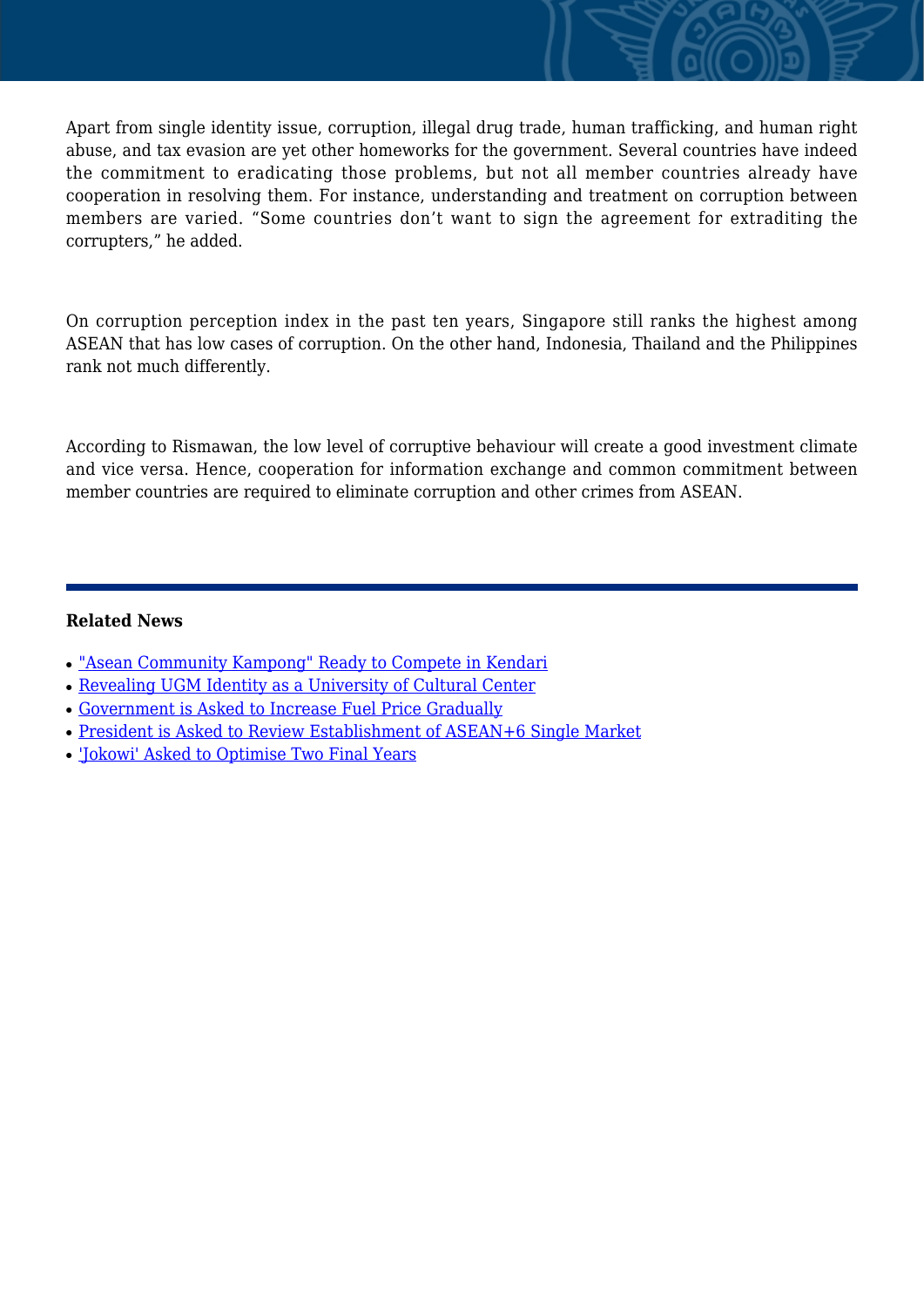Apart from single identity issue, corruption, illegal drug trade, human trafficking, and human right abuse, and tax evasion are yet other homeworks for the government. Several countries have indeed the commitment to eradicating those problems, but not all member countries already have cooperation in resolving them. For instance, understanding and treatment on corruption between members are varied. “Some countries don’t want to sign the agreement for extraditing the corrupters,” he added.

On corruption perception index in the past ten years, Singapore still ranks the highest among ASEAN that has low cases of corruption. On the other hand, Indonesia, Thailand and the Philippines rank not much differently.

According to Rismawan, the low level of corruptive behaviour will create a good investment climate and vice versa. Hence, cooperation for information exchange and common commitment between member countries are required to eliminate corruption and other crimes from ASEAN.

---

**Related News**

- "Asean Community Kampong" Ready to Compete in Kendari
- Revealing UGM Identity as a University of Cultural Center
- Government is Asked to Increase Fuel Price Gradually
- President is Asked to Review Establishment of ASEAN+6 Single Market
- 'Jokowi' Asked to Optimise Two Final Years